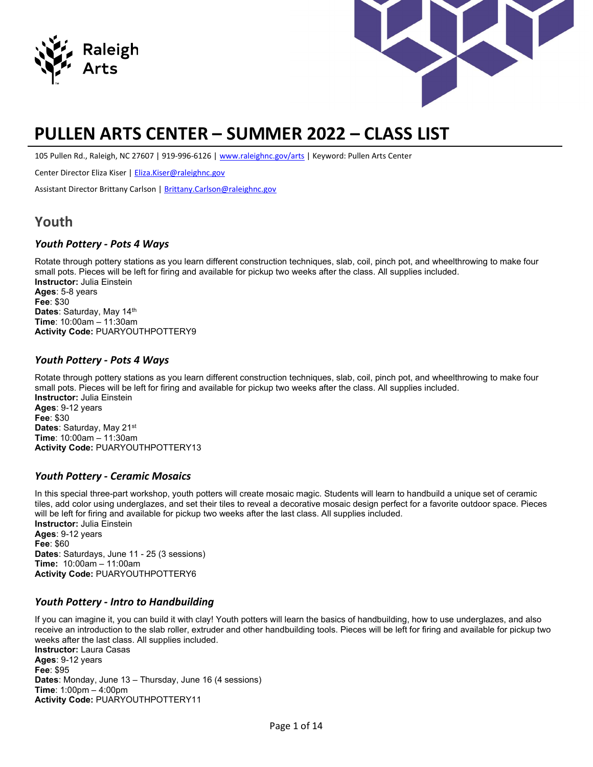# PULLEN ARTS CENTER – SUMMER 2022 – CLASS LIST

105 Pullen Rd., Raleigh, NC 27607 | 919-996-6126 | www.raleighnc.gov/arts | Keyword: Pullen Arts Center

Center Director Eliza Kiser | Eliza.Kiser@raleighnc.gov

Assistant Director Brittany Carlson | Brittany.Carlson@raleighnc.gov

## Youth

### *Youth Pottery - Pots 4 Ways*

Rotate through pottery stations as you learn different construction techniques, slab, coil, pinch pot, and wheelthrowing to make four small pots. Pieces will be left for firing and available for pickup two weeks after the class. All supplies included.
**Instructor:** Julia Einstein
**Ages**: 5-8 years
**Fee**: $30
**Dates**: Saturday, May 14th
**Time**: 10:00am – 11:30am
**Activity Code:** PUARYOUTHPOTTERY9

### *Youth Pottery - Pots 4 Ways*

Rotate through pottery stations as you learn different construction techniques, slab, coil, pinch pot, and wheelthrowing to make four small pots. Pieces will be left for firing and available for pickup two weeks after the class. All supplies included.
**Instructor:** Julia Einstein
**Ages**: 9-12 years
**Fee**: $30
**Dates**: Saturday, May 21st
**Time**: 10:00am – 11:30am
**Activity Code:** PUARYOUTHPOTTERY13

### *Youth Pottery - Ceramic Mosaics*

In this special three-part workshop, youth potters will create mosaic magic. Students will learn to handbuild a unique set of ceramic tiles, add color using underglazes, and set their tiles to reveal a decorative mosaic design perfect for a favorite outdoor space. Pieces will be left for firing and available for pickup two weeks after the last class. All supplies included.
**Instructor:** Julia Einstein
**Ages**: 9-12 years
**Fee**: $60
**Dates**: Saturdays, June 11 - 25 (3 sessions)
**Time:** 10:00am – 11:00am
**Activity Code:** PUARYOUTHPOTTERY6

### *Youth Pottery - Intro to Handbuilding*

If you can imagine it, you can build it with clay! Youth potters will learn the basics of handbuilding, how to use underglazes, and also receive an introduction to the slab roller, extruder and other handbuilding tools. Pieces will be left for firing and available for pickup two weeks after the last class. All supplies included.
**Instructor:** Laura Casas
**Ages**: 9-12 years
**Fee**: $95
**Dates**: Monday, June 13 – Thursday, June 16 (4 sessions)
**Time**: 1:00pm – 4:00pm
**Activity Code:** PUARYOUTHPOTTERY11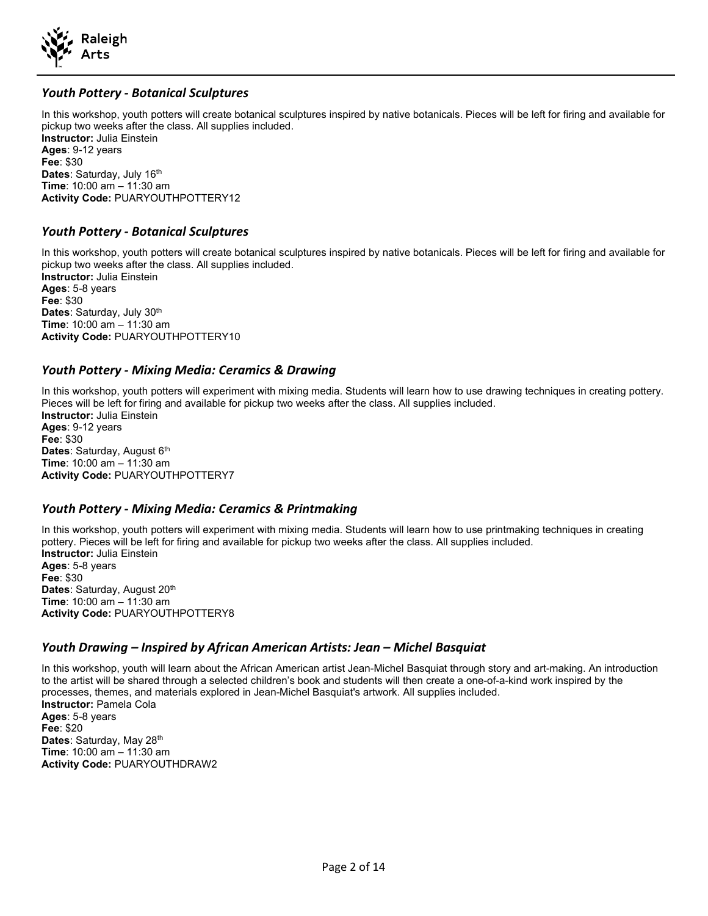### *Youth Pottery - Botanical Sculptures*

In this workshop, youth potters will create botanical sculptures inspired by native botanicals. Pieces will be left for firing and available for pickup two weeks after the class. All supplies included.
**Instructor:** Julia Einstein
**Ages**: 9-12 years
**Fee**: $30
**Dates**: Saturday, July 16th
**Time**: 10:00 am – 11:30 am
**Activity Code:** PUARYOUTHPOTTERY12

### *Youth Pottery - Botanical Sculptures*

In this workshop, youth potters will create botanical sculptures inspired by native botanicals. Pieces will be left for firing and available for pickup two weeks after the class. All supplies included.
**Instructor:** Julia Einstein
**Ages**: 5-8 years
**Fee**: $30
**Dates**: Saturday, July 30th
**Time**: 10:00 am – 11:30 am
**Activity Code:** PUARYOUTHPOTTERY10

### *Youth Pottery - Mixing Media: Ceramics & Drawing*

In this workshop, youth potters will experiment with mixing media. Students will learn how to use drawing techniques in creating pottery. Pieces will be left for firing and available for pickup two weeks after the class. All supplies included.
**Instructor:** Julia Einstein
**Ages**: 9-12 years
**Fee**: $30
**Dates**: Saturday, August 6th
**Time**: 10:00 am – 11:30 am
**Activity Code:** PUARYOUTHPOTTERY7

### *Youth Pottery - Mixing Media: Ceramics & Printmaking*

In this workshop, youth potters will experiment with mixing media. Students will learn how to use printmaking techniques in creating pottery. Pieces will be left for firing and available for pickup two weeks after the class. All supplies included.
**Instructor:** Julia Einstein
**Ages**: 5-8 years
**Fee**: $30
**Dates**: Saturday, August 20th
**Time**: 10:00 am – 11:30 am
**Activity Code:** PUARYOUTHPOTTERY8

### *Youth Drawing – Inspired by African American Artists: Jean – Michel Basquiat*

In this workshop, youth will learn about the African American artist Jean-Michel Basquiat through story and art-making. An introduction to the artist will be shared through a selected children's book and students will then create a one-of-a-kind work inspired by the processes, themes, and materials explored in Jean-Michel Basquiat's artwork. All supplies included.
**Instructor:** Pamela Cola
**Ages**: 5-8 years
**Fee**: $20
**Dates**: Saturday, May 28th
**Time**: 10:00 am – 11:30 am
**Activity Code:** PUARYOUTHDRAW2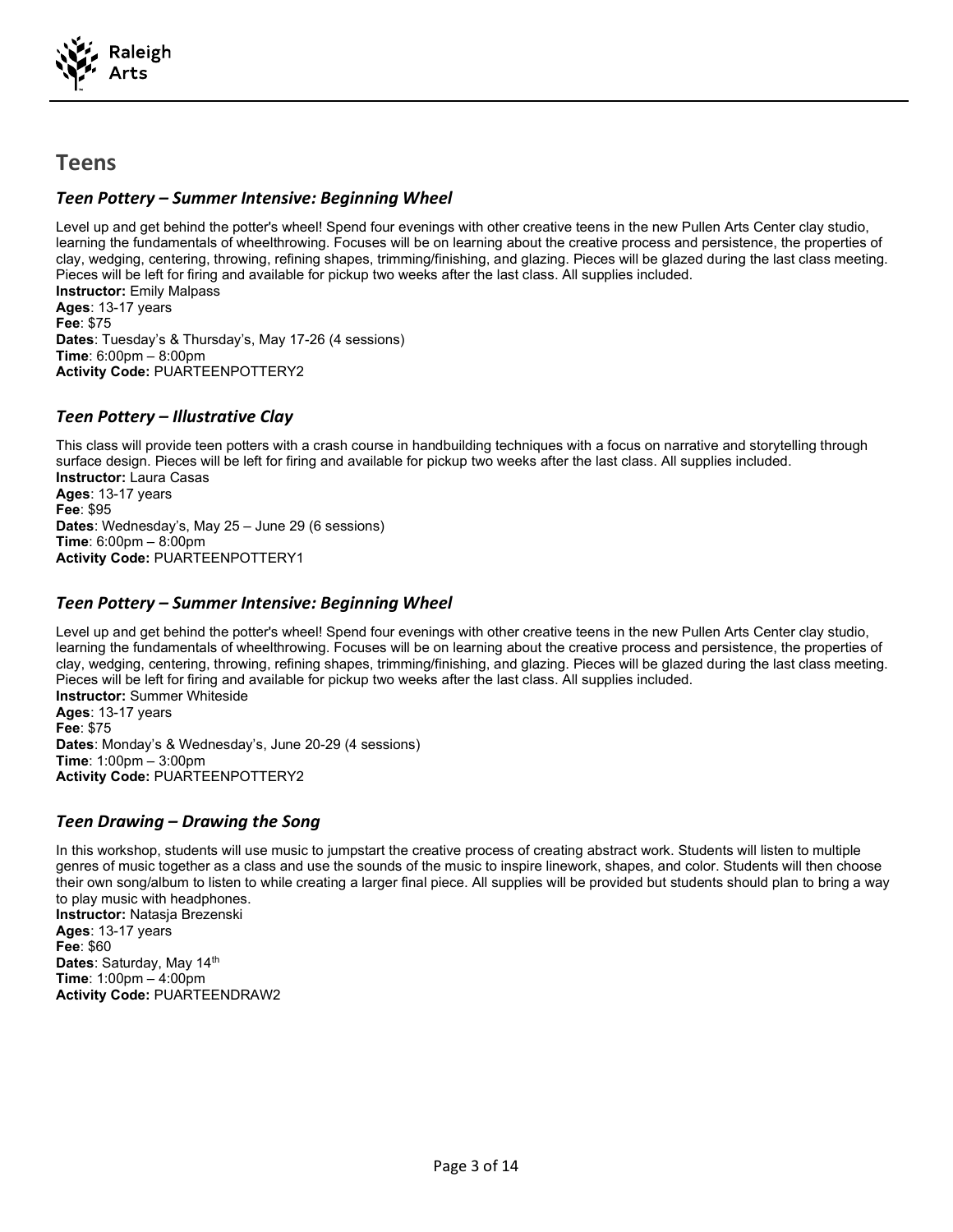## Teens

### *Teen Pottery – Summer Intensive: Beginning Wheel*

Level up and get behind the potter's wheel! Spend four evenings with other creative teens in the new Pullen Arts Center clay studio, learning the fundamentals of wheelthrowing. Focuses will be on learning about the creative process and persistence, the properties of clay, wedging, centering, throwing, refining shapes, trimming/finishing, and glazing. Pieces will be glazed during the last class meeting. Pieces will be left for firing and available for pickup two weeks after the last class. All supplies included.
**Instructor:** Emily Malpass
**Ages**: 13-17 years
**Fee**: $75
**Dates**: Tuesday's & Thursday's, May 17-26 (4 sessions)
**Time**: 6:00pm – 8:00pm
**Activity Code:** PUARTEENPOTTERY2

### *Teen Pottery – Illustrative Clay*

This class will provide teen potters with a crash course in handbuilding techniques with a focus on narrative and storytelling through surface design. Pieces will be left for firing and available for pickup two weeks after the last class. All supplies included.
**Instructor:** Laura Casas
**Ages**: 13-17 years
**Fee**: $95
**Dates**: Wednesday's, May 25 – June 29 (6 sessions)
**Time**: 6:00pm – 8:00pm
**Activity Code:** PUARTEENPOTTERY1

### *Teen Pottery – Summer Intensive: Beginning Wheel*

Level up and get behind the potter's wheel! Spend four evenings with other creative teens in the new Pullen Arts Center clay studio, learning the fundamentals of wheelthrowing. Focuses will be on learning about the creative process and persistence, the properties of clay, wedging, centering, throwing, refining shapes, trimming/finishing, and glazing. Pieces will be glazed during the last class meeting. Pieces will be left for firing and available for pickup two weeks after the last class. All supplies included.
**Instructor:** Summer Whiteside
**Ages**: 13-17 years
**Fee**: $75
**Dates**: Monday's & Wednesday's, June 20-29 (4 sessions)
**Time**: 1:00pm – 3:00pm
**Activity Code:** PUARTEENPOTTERY2

### *Teen Drawing – Drawing the Song*

In this workshop, students will use music to jumpstart the creative process of creating abstract work. Students will listen to multiple genres of music together as a class and use the sounds of the music to inspire linework, shapes, and color. Students will then choose their own song/album to listen to while creating a larger final piece. All supplies will be provided but students should plan to bring a way to play music with headphones.
**Instructor:** Natasja Brezenski
**Ages**: 13-17 years
**Fee**: $60
**Dates**: Saturday, May 14th
**Time**: 1:00pm – 4:00pm
**Activity Code:** PUARTEENDRAW2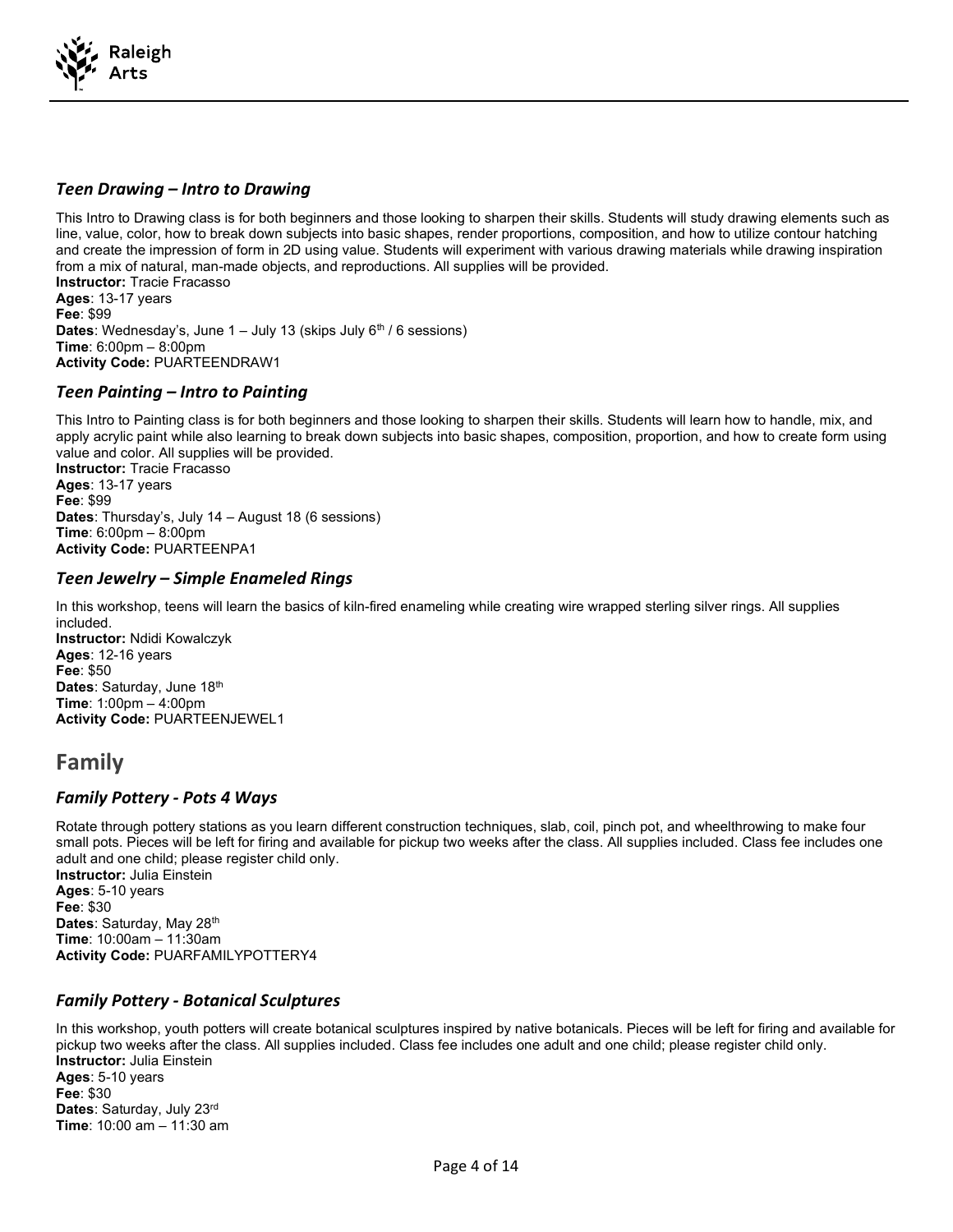### *Teen Drawing – Intro to Drawing*

This Intro to Drawing class is for both beginners and those looking to sharpen their skills. Students will study drawing elements such as line, value, color, how to break down subjects into basic shapes, render proportions, composition, and how to utilize contour hatching and create the impression of form in 2D using value. Students will experiment with various drawing materials while drawing inspiration from a mix of natural, man-made objects, and reproductions. All supplies will be provided.
**Instructor:** Tracie Fracasso
**Ages**: 13-17 years
**Fee**: $99
**Dates**: Wednesday's, June 1 – July 13 (skips July 6th / 6 sessions)
**Time**: 6:00pm – 8:00pm
**Activity Code:** PUARTEENDRAW1

### *Teen Painting – Intro to Painting*

This Intro to Painting class is for both beginners and those looking to sharpen their skills. Students will learn how to handle, mix, and apply acrylic paint while also learning to break down subjects into basic shapes, composition, proportion, and how to create form using value and color. All supplies will be provided.
**Instructor:** Tracie Fracasso
**Ages**: 13-17 years
**Fee**: $99
**Dates**: Thursday's, July 14 – August 18 (6 sessions)
**Time**: 6:00pm – 8:00pm
**Activity Code:** PUARTEENPA1

### *Teen Jewelry – Simple Enameled Rings*

In this workshop, teens will learn the basics of kiln-fired enameling while creating wire wrapped sterling silver rings. All supplies included.
**Instructor:** Ndidi Kowalczyk
**Ages**: 12-16 years
**Fee**: $50
**Dates**: Saturday, June 18th
**Time**: 1:00pm – 4:00pm
**Activity Code:** PUARTEENJEWEL1

## Family

### *Family Pottery - Pots 4 Ways*

Rotate through pottery stations as you learn different construction techniques, slab, coil, pinch pot, and wheelthrowing to make four small pots. Pieces will be left for firing and available for pickup two weeks after the class. All supplies included. Class fee includes one adult and one child; please register child only.
**Instructor:** Julia Einstein
**Ages**: 5-10 years
**Fee**: $30
**Dates**: Saturday, May 28th
**Time**: 10:00am – 11:30am
**Activity Code:** PUARFAMILYPOTTERY4

### *Family Pottery - Botanical Sculptures*

In this workshop, youth potters will create botanical sculptures inspired by native botanicals. Pieces will be left for firing and available for pickup two weeks after the class. All supplies included. Class fee includes one adult and one child; please register child only.
**Instructor:** Julia Einstein
**Ages**: 5-10 years
**Fee**: $30
**Dates**: Saturday, July 23rd
**Time**: 10:00 am – 11:30 am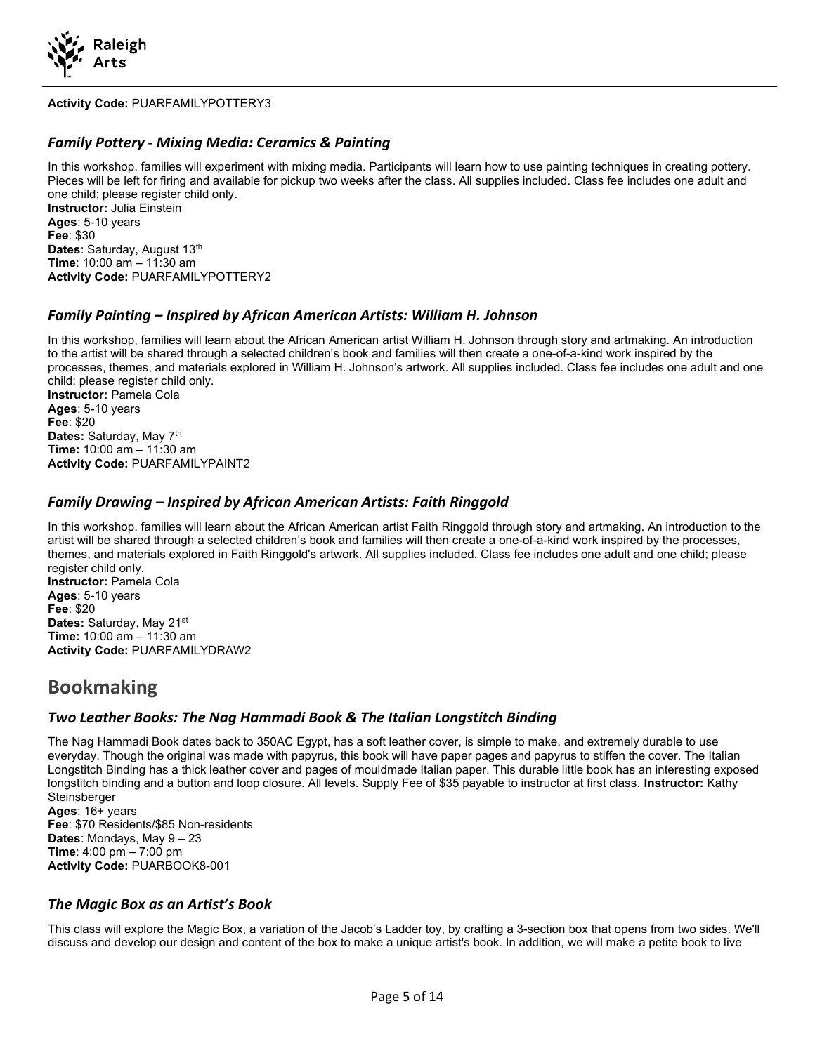**Activity Code:** PUARFAMILYPOTTERY3

### *Family Pottery - Mixing Media: Ceramics & Painting*

In this workshop, families will experiment with mixing media. Participants will learn how to use painting techniques in creating pottery. Pieces will be left for firing and available for pickup two weeks after the class. All supplies included. Class fee includes one adult and one child; please register child only.
**Instructor:** Julia Einstein
**Ages**: 5-10 years
**Fee**: $30
**Dates**: Saturday, August 13th
**Time**: 10:00 am – 11:30 am
**Activity Code:** PUARFAMILYPOTTERY2

### *Family Painting – Inspired by African American Artists: William H. Johnson*

In this workshop, families will learn about the African American artist William H. Johnson through story and artmaking. An introduction to the artist will be shared through a selected children's book and families will then create a one-of-a-kind work inspired by the processes, themes, and materials explored in William H. Johnson's artwork. All supplies included. Class fee includes one adult and one child; please register child only.
**Instructor:** Pamela Cola
**Ages**: 5-10 years
**Fee**: $20
**Dates:** Saturday, May 7th
**Time:** 10:00 am – 11:30 am
**Activity Code:** PUARFAMILYPAINT2

### *Family Drawing – Inspired by African American Artists: Faith Ringgold*

In this workshop, families will learn about the African American artist Faith Ringgold through story and artmaking. An introduction to the artist will be shared through a selected children's book and families will then create a one-of-a-kind work inspired by the processes, themes, and materials explored in Faith Ringgold's artwork. All supplies included. Class fee includes one adult and one child; please register child only.
**Instructor:** Pamela Cola
**Ages**: 5-10 years
**Fee**: $20
**Dates:** Saturday, May 21st
**Time:** 10:00 am – 11:30 am
**Activity Code:** PUARFAMILYDRAW2

## Bookmaking

### *Two Leather Books: The Nag Hammadi Book & The Italian Longstitch Binding*

The Nag Hammadi Book dates back to 350AC Egypt, has a soft leather cover, is simple to make, and extremely durable to use everyday. Though the original was made with papyrus, this book will have paper pages and papyrus to stiffen the cover. The Italian Longstitch Binding has a thick leather cover and pages of mouldmade Italian paper. This durable little book has an interesting exposed longstitch binding and a button and loop closure. All levels. Supply Fee of $35 payable to instructor at first class. **Instructor:** Kathy Steinsberger
**Ages**: 16+ years
**Fee**: $70 Residents/$85 Non-residents
**Dates**: Mondays, May 9 – 23
**Time**: 4:00 pm – 7:00 pm
**Activity Code:** PUARBOOK8-001

### *The Magic Box as an Artist's Book*

This class will explore the Magic Box, a variation of the Jacob's Ladder toy, by crafting a 3-section box that opens from two sides. We'll discuss and develop our design and content of the box to make a unique artist's book. In addition, we will make a petite book to live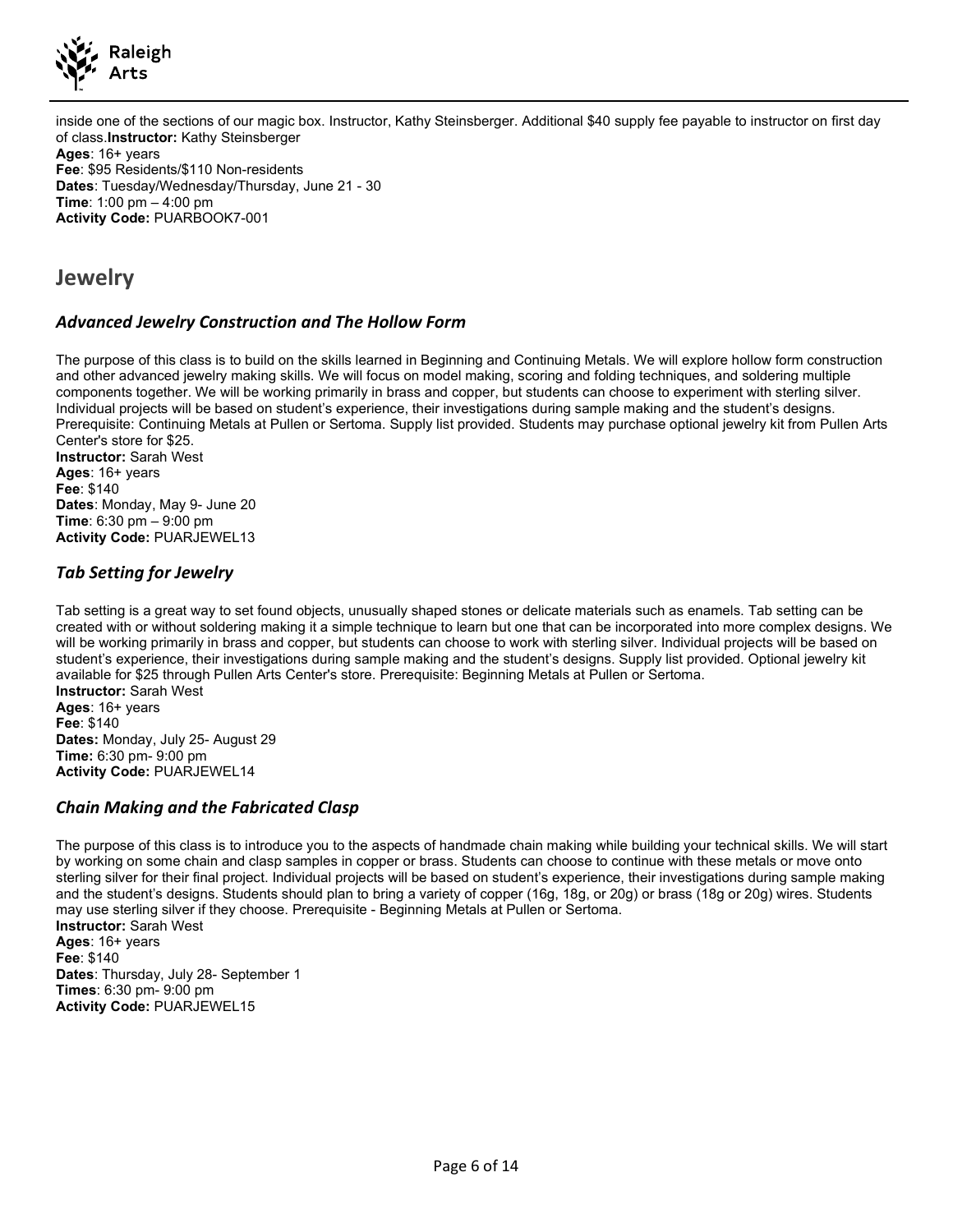inside one of the sections of our magic box. Instructor, Kathy Steinsberger. Additional $40 supply fee payable to instructor on first day of class.**Instructor:** Kathy Steinsberger
**Ages**: 16+ years
**Fee**: $95 Residents/$110 Non-residents
**Dates**: Tuesday/Wednesday/Thursday, June 21 - 30
**Time**: 1:00 pm – 4:00 pm
**Activity Code:** PUARBOOK7-001

## Jewelry

### *Advanced Jewelry Construction and The Hollow Form*

The purpose of this class is to build on the skills learned in Beginning and Continuing Metals. We will explore hollow form construction and other advanced jewelry making skills. We will focus on model making, scoring and folding techniques, and soldering multiple components together. We will be working primarily in brass and copper, but students can choose to experiment with sterling silver. Individual projects will be based on student's experience, their investigations during sample making and the student's designs. Prerequisite: Continuing Metals at Pullen or Sertoma. Supply list provided. Students may purchase optional jewelry kit from Pullen Arts Center's store for $25.
**Instructor:** Sarah West
**Ages**: 16+ years
**Fee**: $140
**Dates**: Monday, May 9- June 20
**Time**: 6:30 pm – 9:00 pm
**Activity Code:** PUARJEWEL13

### *Tab Setting for Jewelry*

Tab setting is a great way to set found objects, unusually shaped stones or delicate materials such as enamels. Tab setting can be created with or without soldering making it a simple technique to learn but one that can be incorporated into more complex designs. We will be working primarily in brass and copper, but students can choose to work with sterling silver. Individual projects will be based on student's experience, their investigations during sample making and the student's designs. Supply list provided. Optional jewelry kit available for $25 through Pullen Arts Center's store. Prerequisite: Beginning Metals at Pullen or Sertoma.
**Instructor:** Sarah West
**Ages**: 16+ years
**Fee**: $140
**Dates:** Monday, July 25- August 29
**Time:** 6:30 pm- 9:00 pm
**Activity Code:** PUARJEWEL14

### *Chain Making and the Fabricated Clasp*

The purpose of this class is to introduce you to the aspects of handmade chain making while building your technical skills. We will start by working on some chain and clasp samples in copper or brass. Students can choose to continue with these metals or move onto sterling silver for their final project. Individual projects will be based on student's experience, their investigations during sample making and the student's designs. Students should plan to bring a variety of copper (16g, 18g, or 20g) or brass (18g or 20g) wires. Students may use sterling silver if they choose. Prerequisite - Beginning Metals at Pullen or Sertoma.
**Instructor:** Sarah West
**Ages**: 16+ years
**Fee**: $140
**Dates**: Thursday, July 28- September 1
**Times**: 6:30 pm- 9:00 pm
**Activity Code:** PUARJEWEL15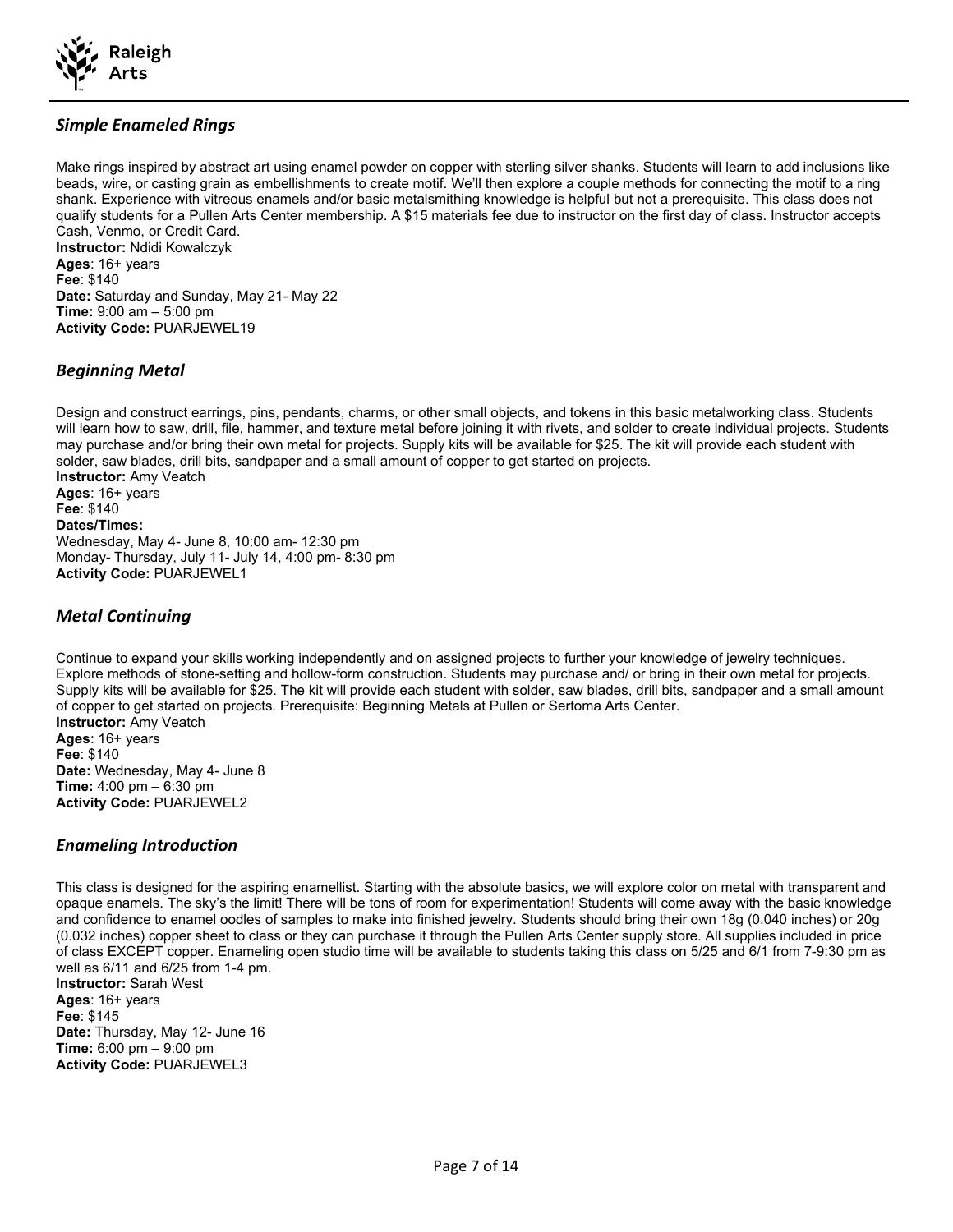### *Simple Enameled Rings*

Make rings inspired by abstract art using enamel powder on copper with sterling silver shanks. Students will learn to add inclusions like beads, wire, or casting grain as embellishments to create motif. We'll then explore a couple methods for connecting the motif to a ring shank. Experience with vitreous enamels and/or basic metalsmithing knowledge is helpful but not a prerequisite. This class does not qualify students for a Pullen Arts Center membership. A $15 materials fee due to instructor on the first day of class. Instructor accepts Cash, Venmo, or Credit Card.

**Instructor:** Ndidi Kowalczyk
**Ages**: 16+ years
**Fee**: $140
**Date:** Saturday and Sunday, May 21- May 22
**Time:** 9:00 am – 5:00 pm
**Activity Code:** PUARJEWEL19

### *Beginning Metal*

Design and construct earrings, pins, pendants, charms, or other small objects, and tokens in this basic metalworking class. Students will learn how to saw, drill, file, hammer, and texture metal before joining it with rivets, and solder to create individual projects. Students may purchase and/or bring their own metal for projects. Supply kits will be available for $25. The kit will provide each student with solder, saw blades, drill bits, sandpaper and a small amount of copper to get started on projects.

**Instructor:** Amy Veatch
**Ages**: 16+ years
**Fee**: $140
**Dates/Times:**
Wednesday, May 4- June 8, 10:00 am- 12:30 pm
Monday- Thursday, July 11- July 14, 4:00 pm- 8:30 pm
**Activity Code:** PUARJEWEL1

### *Metal Continuing*

Continue to expand your skills working independently and on assigned projects to further your knowledge of jewelry techniques. Explore methods of stone-setting and hollow-form construction. Students may purchase and/ or bring in their own metal for projects. Supply kits will be available for $25. The kit will provide each student with solder, saw blades, drill bits, sandpaper and a small amount of copper to get started on projects. Prerequisite: Beginning Metals at Pullen or Sertoma Arts Center.

**Instructor:** Amy Veatch
**Ages**: 16+ years
**Fee**: $140
**Date:** Wednesday, May 4- June 8
**Time:** 4:00 pm – 6:30 pm
**Activity Code:** PUARJEWEL2

### *Enameling Introduction*

This class is designed for the aspiring enamellist. Starting with the absolute basics, we will explore color on metal with transparent and opaque enamels. The sky's the limit! There will be tons of room for experimentation! Students will come away with the basic knowledge and confidence to enamel oodles of samples to make into finished jewelry. Students should bring their own 18g (0.040 inches) or 20g (0.032 inches) copper sheet to class or they can purchase it through the Pullen Arts Center supply store. All supplies included in price of class EXCEPT copper. Enameling open studio time will be available to students taking this class on 5/25 and 6/1 from 7-9:30 pm as well as 6/11 and 6/25 from 1-4 pm.

**Instructor:** Sarah West
**Ages**: 16+ years
**Fee**: $145
**Date:** Thursday, May 12- June 16
**Time:** 6:00 pm – 9:00 pm
**Activity Code:** PUARJEWEL3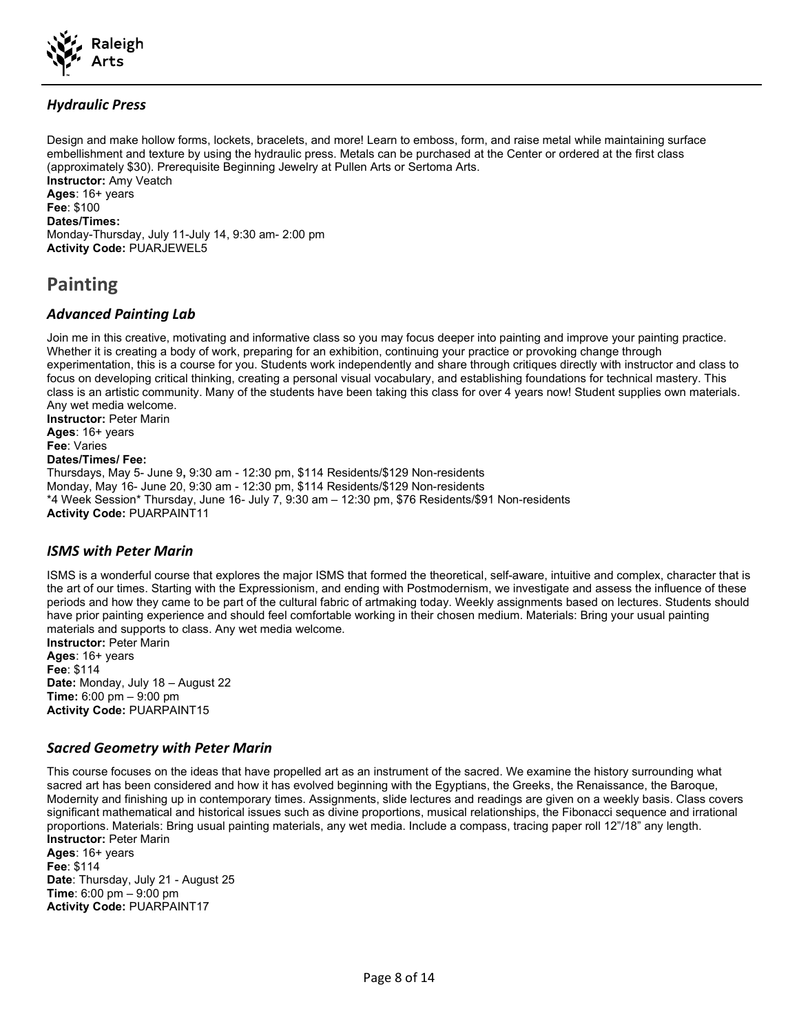### *Hydraulic Press*

Design and make hollow forms, lockets, bracelets, and more! Learn to emboss, form, and raise metal while maintaining surface embellishment and texture by using the hydraulic press. Metals can be purchased at the Center or ordered at the first class (approximately $30). Prerequisite Beginning Jewelry at Pullen Arts or Sertoma Arts.
**Instructor:** Amy Veatch
**Ages**: 16+ years
**Fee**: $100
**Dates/Times:**
Monday-Thursday, July 11-July 14, 9:30 am- 2:00 pm
**Activity Code:** PUARJEWEL5

## Painting

### *Advanced Painting Lab*

Join me in this creative, motivating and informative class so you may focus deeper into painting and improve your painting practice. Whether it is creating a body of work, preparing for an exhibition, continuing your practice or provoking change through experimentation, this is a course for you. Students work independently and share through critiques directly with instructor and class to focus on developing critical thinking, creating a personal visual vocabulary, and establishing foundations for technical mastery. This class is an artistic community. Many of the students have been taking this class for over 4 years now! Student supplies own materials. Any wet media welcome.
**Instructor:** Peter Marin
**Ages**: 16+ years
**Fee**: Varies
**Dates/Times/ Fee:**
Thursdays, May 5- June 9**,** 9:30 am - 12:30 pm, $114 Residents/$129 Non-residents
Monday, May 16- June 20, 9:30 am - 12:30 pm, $114 Residents/$129 Non-residents
*4 Week Session* Thursday, June 16- July 7, 9:30 am – 12:30 pm, $76 Residents/$91 Non-residents
**Activity Code:** PUARPAINT11

### *ISMS with Peter Marin*

ISMS is a wonderful course that explores the major ISMS that formed the theoretical, self-aware, intuitive and complex, character that is the art of our times. Starting with the Expressionism, and ending with Postmodernism, we investigate and assess the influence of these periods and how they came to be part of the cultural fabric of artmaking today. Weekly assignments based on lectures. Students should have prior painting experience and should feel comfortable working in their chosen medium. Materials: Bring your usual painting materials and supports to class. Any wet media welcome.
**Instructor:** Peter Marin
**Ages**: 16+ years
**Fee**: $114
**Date:** Monday, July 18 – August 22
**Time:** 6:00 pm – 9:00 pm
**Activity Code:** PUARPAINT15

### *Sacred Geometry with Peter Marin*

This course focuses on the ideas that have propelled art as an instrument of the sacred. We examine the history surrounding what sacred art has been considered and how it has evolved beginning with the Egyptians, the Greeks, the Renaissance, the Baroque, Modernity and finishing up in contemporary times. Assignments, slide lectures and readings are given on a weekly basis. Class covers significant mathematical and historical issues such as divine proportions, musical relationships, the Fibonacci sequence and irrational proportions. Materials: Bring usual painting materials, any wet media. Include a compass, tracing paper roll 12"/18" any length.
**Instructor:** Peter Marin
**Ages**: 16+ years
**Fee**: $114
**Date**: Thursday, July 21 - August 25
**Time**: 6:00 pm – 9:00 pm
**Activity Code:** PUARPAINT17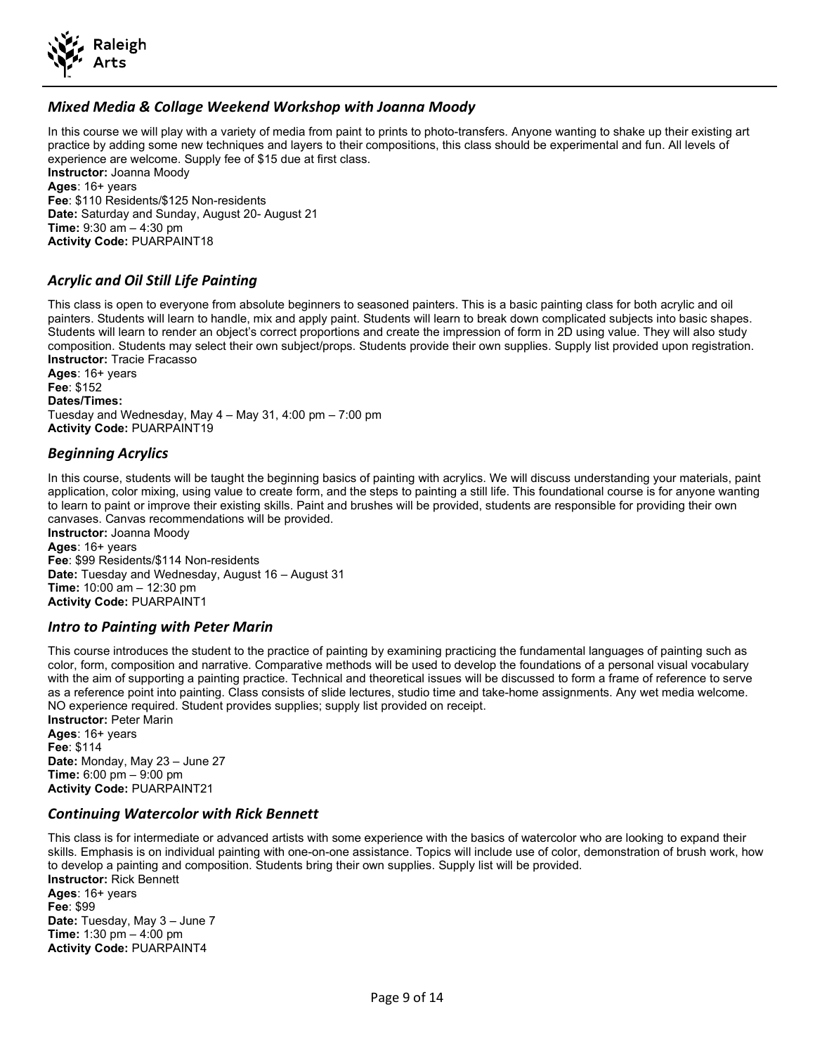### *Mixed Media & Collage Weekend Workshop with Joanna Moody*

In this course we will play with a variety of media from paint to prints to photo-transfers. Anyone wanting to shake up their existing art practice by adding some new techniques and layers to their compositions, this class should be experimental and fun. All levels of experience are welcome. Supply fee of $15 due at first class.
**Instructor:** Joanna Moody
**Ages**: 16+ years
**Fee**: $110 Residents/$125 Non-residents
**Date:** Saturday and Sunday, August 20- August 21
**Time:** 9:30 am – 4:30 pm
**Activity Code:** PUARPAINT18

### *Acrylic and Oil Still Life Painting*

This class is open to everyone from absolute beginners to seasoned painters. This is a basic painting class for both acrylic and oil painters. Students will learn to handle, mix and apply paint. Students will learn to break down complicated subjects into basic shapes. Students will learn to render an object's correct proportions and create the impression of form in 2D using value. They will also study composition. Students may select their own subject/props. Students provide their own supplies. Supply list provided upon registration.
**Instructor:** Tracie Fracasso
**Ages**: 16+ years
**Fee**: $152
**Dates/Times:**
Tuesday and Wednesday, May 4 – May 31, 4:00 pm – 7:00 pm
**Activity Code:** PUARPAINT19

### *Beginning Acrylics*

In this course, students will be taught the beginning basics of painting with acrylics. We will discuss understanding your materials, paint application, color mixing, using value to create form, and the steps to painting a still life. This foundational course is for anyone wanting to learn to paint or improve their existing skills. Paint and brushes will be provided, students are responsible for providing their own canvases. Canvas recommendations will be provided.
**Instructor:** Joanna Moody
**Ages**: 16+ years
**Fee**: $99 Residents/$114 Non-residents
**Date:** Tuesday and Wednesday, August 16 – August 31
**Time:** 10:00 am – 12:30 pm
**Activity Code:** PUARPAINT1

### *Intro to Painting with Peter Marin*

This course introduces the student to the practice of painting by examining practicing the fundamental languages of painting such as color, form, composition and narrative. Comparative methods will be used to develop the foundations of a personal visual vocabulary with the aim of supporting a painting practice. Technical and theoretical issues will be discussed to form a frame of reference to serve as a reference point into painting. Class consists of slide lectures, studio time and take-home assignments. Any wet media welcome. NO experience required. Student provides supplies; supply list provided on receipt.
**Instructor:** Peter Marin
**Ages**: 16+ years
**Fee**: $114
**Date:** Monday, May 23 – June 27
**Time:** 6:00 pm – 9:00 pm
**Activity Code:** PUARPAINT21

### *Continuing Watercolor with Rick Bennett*

This class is for intermediate or advanced artists with some experience with the basics of watercolor who are looking to expand their skills. Emphasis is on individual painting with one-on-one assistance. Topics will include use of color, demonstration of brush work, how to develop a painting and composition. Students bring their own supplies. Supply list will be provided.
**Instructor:** Rick Bennett
**Ages**: 16+ years
**Fee**: $99
**Date:** Tuesday, May 3 – June 7
**Time:** 1:30 pm – 4:00 pm
**Activity Code:** PUARPAINT4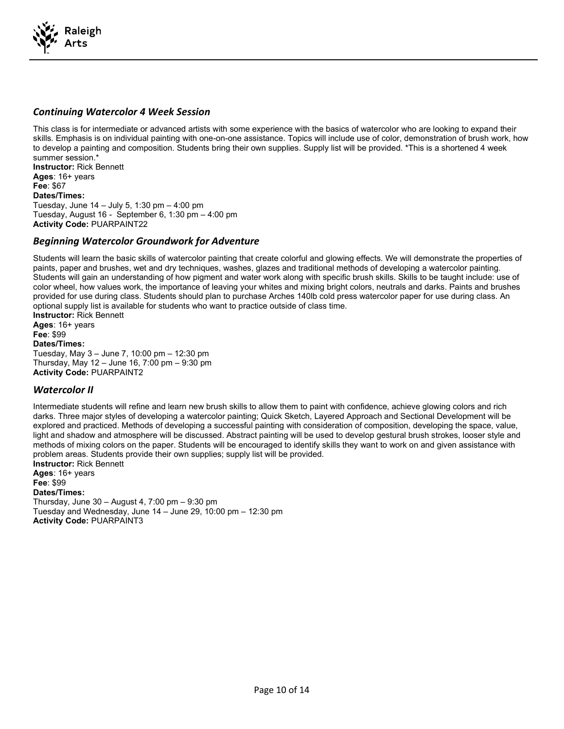### *Continuing Watercolor 4 Week Session*

This class is for intermediate or advanced artists with some experience with the basics of watercolor who are looking to expand their skills. Emphasis is on individual painting with one-on-one assistance. Topics will include use of color, demonstration of brush work, how to develop a painting and composition. Students bring their own supplies. Supply list will be provided. *This is a shortened 4 week summer session.*

**Instructor:** Rick Bennett
**Ages**: 16+ years
**Fee**: $67
**Dates/Times:**
Tuesday, June 14 – July 5, 1:30 pm – 4:00 pm
Tuesday, August 16 - September 6, 1:30 pm – 4:00 pm
**Activity Code:** PUARPAINT22

### *Beginning Watercolor Groundwork for Adventure*

Students will learn the basic skills of watercolor painting that create colorful and glowing effects. We will demonstrate the properties of paints, paper and brushes, wet and dry techniques, washes, glazes and traditional methods of developing a watercolor painting. Students will gain an understanding of how pigment and water work along with specific brush skills. Skills to be taught include: use of color wheel, how values work, the importance of leaving your whites and mixing bright colors, neutrals and darks. Paints and brushes provided for use during class. Students should plan to purchase Arches 140lb cold press watercolor paper for use during class. An optional supply list is available for students who want to practice outside of class time.

**Instructor:** Rick Bennett
**Ages**: 16+ years
**Fee**: $99
**Dates/Times:**
Tuesday, May 3 – June 7, 10:00 pm – 12:30 pm
Thursday, May 12 – June 16, 7:00 pm – 9:30 pm
**Activity Code:** PUARPAINT2

### *Watercolor II*

Intermediate students will refine and learn new brush skills to allow them to paint with confidence, achieve glowing colors and rich darks. Three major styles of developing a watercolor painting; Quick Sketch, Layered Approach and Sectional Development will be explored and practiced. Methods of developing a successful painting with consideration of composition, developing the space, value, light and shadow and atmosphere will be discussed. Abstract painting will be used to develop gestural brush strokes, looser style and methods of mixing colors on the paper. Students will be encouraged to identify skills they want to work on and given assistance with problem areas. Students provide their own supplies; supply list will be provided.

**Instructor:** Rick Bennett
**Ages**: 16+ years
**Fee**: $99
**Dates/Times:**
Thursday, June 30 – August 4, 7:00 pm – 9:30 pm
Tuesday and Wednesday, June 14 – June 29, 10:00 pm – 12:30 pm
**Activity Code:** PUARPAINT3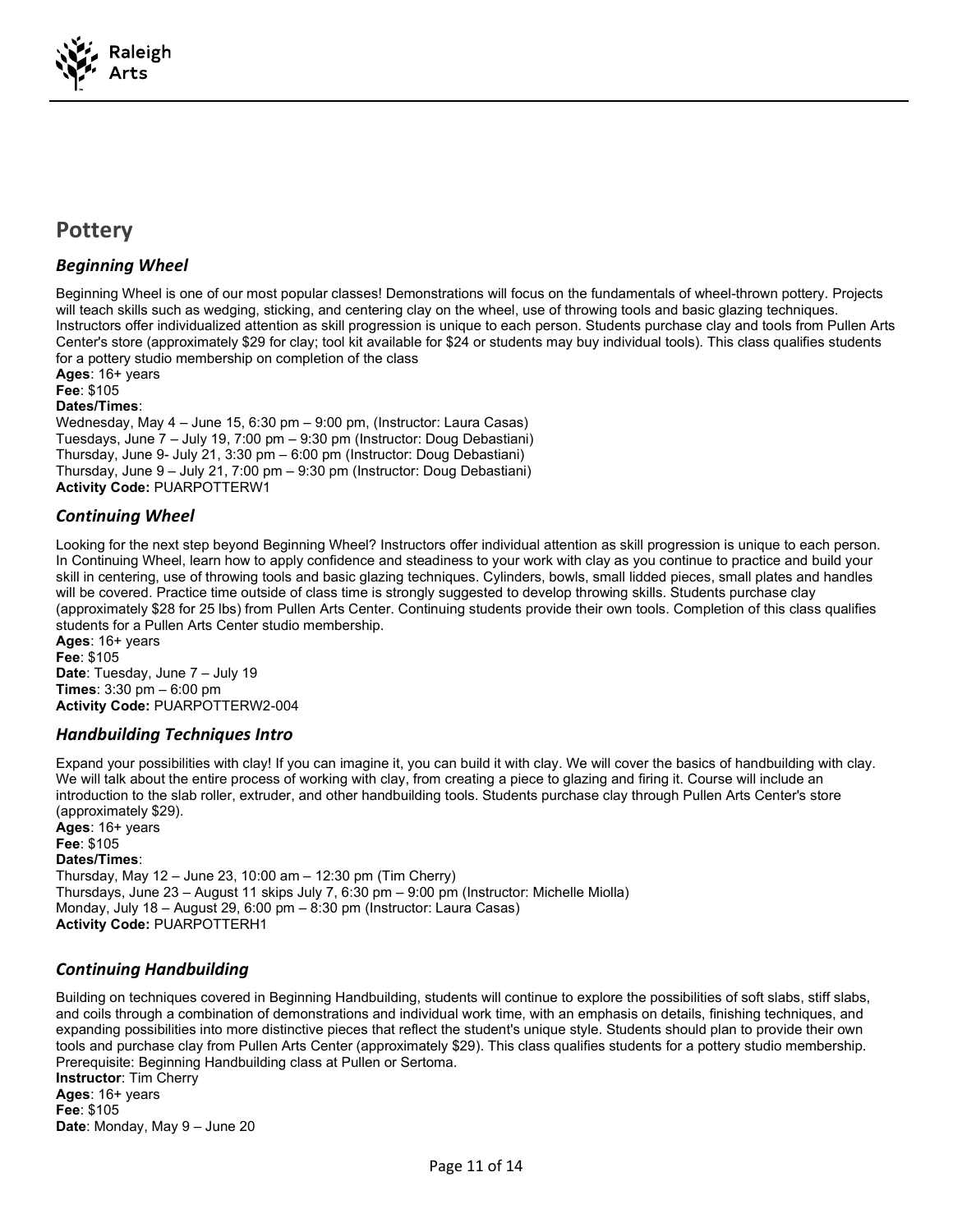## Pottery

### *Beginning Wheel*

Beginning Wheel is one of our most popular classes! Demonstrations will focus on the fundamentals of wheel-thrown pottery. Projects will teach skills such as wedging, sticking, and centering clay on the wheel, use of throwing tools and basic glazing techniques. Instructors offer individualized attention as skill progression is unique to each person. Students purchase clay and tools from Pullen Arts Center's store (approximately $29 for clay; tool kit available for $24 or students may buy individual tools). This class qualifies students for a pottery studio membership on completion of the class

**Ages**: 16+ years
**Fee**: $105
**Dates/Times**:
Wednesday, May 4 – June 15, 6:30 pm – 9:00 pm, (Instructor: Laura Casas)
Tuesdays, June 7 – July 19, 7:00 pm – 9:30 pm (Instructor: Doug Debastiani)
Thursday, June 9- July 21, 3:30 pm – 6:00 pm (Instructor: Doug Debastiani)
Thursday, June 9 – July 21, 7:00 pm – 9:30 pm (Instructor: Doug Debastiani)
**Activity Code:** PUARPOTTERW1

### *Continuing Wheel*

Looking for the next step beyond Beginning Wheel? Instructors offer individual attention as skill progression is unique to each person. In Continuing Wheel, learn how to apply confidence and steadiness to your work with clay as you continue to practice and build your skill in centering, use of throwing tools and basic glazing techniques. Cylinders, bowls, small lidded pieces, small plates and handles will be covered. Practice time outside of class time is strongly suggested to develop throwing skills. Students purchase clay (approximately $28 for 25 lbs) from Pullen Arts Center. Continuing students provide their own tools. Completion of this class qualifies students for a Pullen Arts Center studio membership.

**Ages**: 16+ years
**Fee**: $105
**Date**: Tuesday, June 7 – July 19
**Times**: 3:30 pm – 6:00 pm
**Activity Code:** PUARPOTTERW2-004

### *Handbuilding Techniques Intro*

Expand your possibilities with clay! If you can imagine it, you can build it with clay. We will cover the basics of handbuilding with clay. We will talk about the entire process of working with clay, from creating a piece to glazing and firing it. Course will include an introduction to the slab roller, extruder, and other handbuilding tools. Students purchase clay through Pullen Arts Center's store (approximately $29).

**Ages**: 16+ years
**Fee**: $105
**Dates/Times**:
Thursday, May 12 – June 23, 10:00 am – 12:30 pm (Tim Cherry)
Thursdays, June 23 – August 11 skips July 7, 6:30 pm – 9:00 pm (Instructor: Michelle Miolla)
Monday, July 18 – August 29, 6:00 pm – 8:30 pm (Instructor: Laura Casas)
**Activity Code:** PUARPOTTERH1

### *Continuing Handbuilding*

Building on techniques covered in Beginning Handbuilding, students will continue to explore the possibilities of soft slabs, stiff slabs, and coils through a combination of demonstrations and individual work time, with an emphasis on details, finishing techniques, and expanding possibilities into more distinctive pieces that reflect the student's unique style. Students should plan to provide their own tools and purchase clay from Pullen Arts Center (approximately $29). This class qualifies students for a pottery studio membership. Prerequisite: Beginning Handbuilding class at Pullen or Sertoma.

**Instructor**: Tim Cherry
**Ages**: 16+ years
**Fee**: $105
**Date**: Monday, May 9 – June 20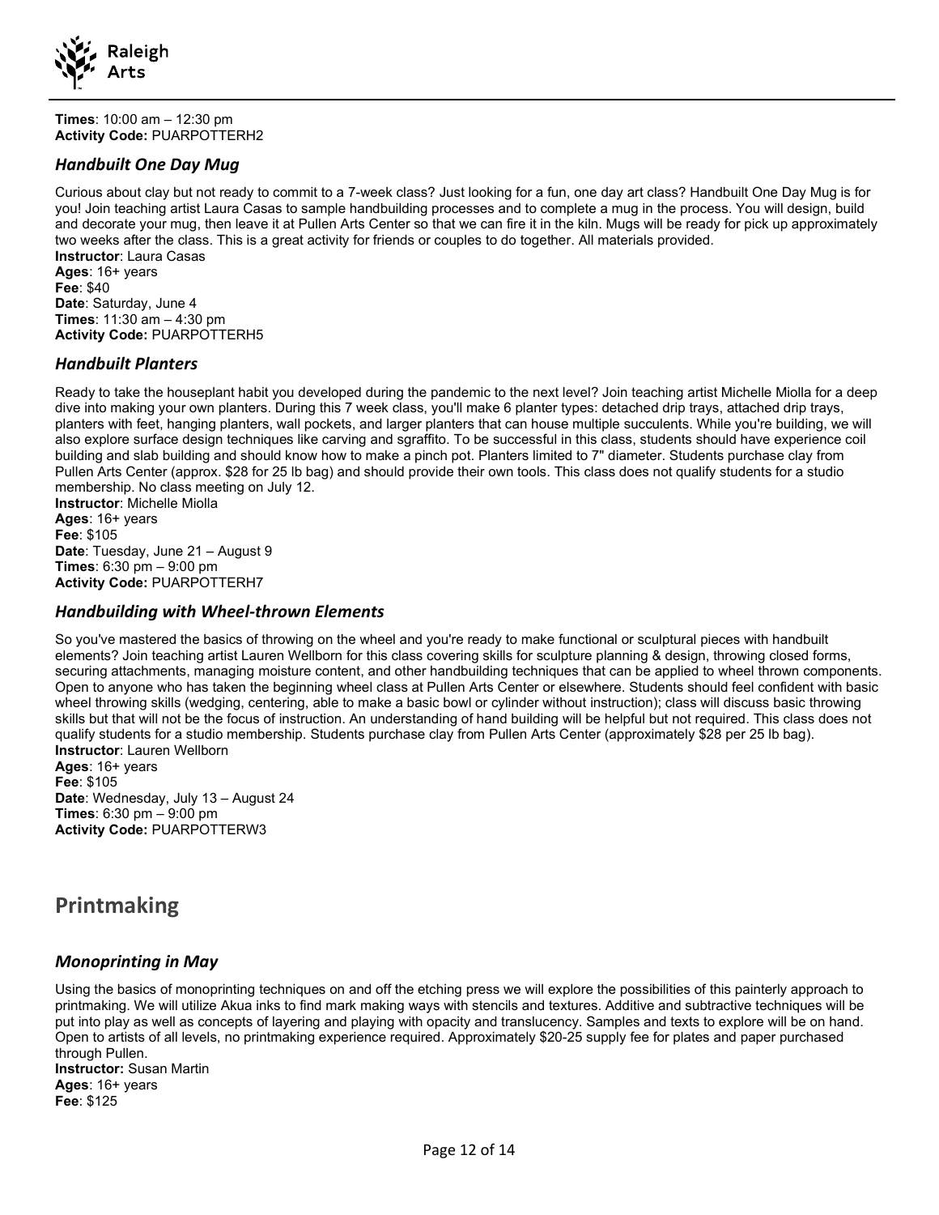**Times**: 10:00 am – 12:30 pm
**Activity Code:** PUARPOTTERH2

### *Handbuilt One Day Mug*

Curious about clay but not ready to commit to a 7-week class? Just looking for a fun, one day art class? Handbuilt One Day Mug is for you! Join teaching artist Laura Casas to sample handbuilding processes and to complete a mug in the process. You will design, build and decorate your mug, then leave it at Pullen Arts Center so that we can fire it in the kiln. Mugs will be ready for pick up approximately two weeks after the class. This is a great activity for friends or couples to do together. All materials provided.
**Instructor**: Laura Casas
**Ages**: 16+ years
**Fee**: $40
**Date**: Saturday, June 4
**Times**: 11:30 am – 4:30 pm
**Activity Code:** PUARPOTTERH5

### *Handbuilt Planters*

Ready to take the houseplant habit you developed during the pandemic to the next level? Join teaching artist Michelle Miolla for a deep dive into making your own planters. During this 7 week class, you'll make 6 planter types: detached drip trays, attached drip trays, planters with feet, hanging planters, wall pockets, and larger planters that can house multiple succulents. While you're building, we will also explore surface design techniques like carving and sgraffito. To be successful in this class, students should have experience coil building and slab building and should know how to make a pinch pot. Planters limited to 7" diameter. Students purchase clay from Pullen Arts Center (approx. $28 for 25 lb bag) and should provide their own tools. This class does not qualify students for a studio membership. No class meeting on July 12.
**Instructor**: Michelle Miolla
**Ages**: 16+ years
**Fee**: $105
**Date**: Tuesday, June 21 – August 9
**Times**: 6:30 pm – 9:00 pm
**Activity Code:** PUARPOTTERH7

### *Handbuilding with Wheel-thrown Elements*

So you've mastered the basics of throwing on the wheel and you're ready to make functional or sculptural pieces with handbuilt elements? Join teaching artist Lauren Wellborn for this class covering skills for sculpture planning & design, throwing closed forms, securing attachments, managing moisture content, and other handbuilding techniques that can be applied to wheel thrown components. Open to anyone who has taken the beginning wheel class at Pullen Arts Center or elsewhere. Students should feel confident with basic wheel throwing skills (wedging, centering, able to make a basic bowl or cylinder without instruction); class will discuss basic throwing skills but that will not be the focus of instruction. An understanding of hand building will be helpful but not required. This class does not qualify students for a studio membership. Students purchase clay from Pullen Arts Center (approximately $28 per 25 lb bag).
**Instructor**: Lauren Wellborn
**Ages**: 16+ years
**Fee**: $105
**Date**: Wednesday, July 13 – August 24
**Times**: 6:30 pm – 9:00 pm
**Activity Code:** PUARPOTTERW3

## Printmaking

### *Monoprinting in May*

Using the basics of monoprinting techniques on and off the etching press we will explore the possibilities of this painterly approach to printmaking. We will utilize Akua inks to find mark making ways with stencils and textures. Additive and subtractive techniques will be put into play as well as concepts of layering and playing with opacity and translucency. Samples and texts to explore will be on hand. Open to artists of all levels, no printmaking experience required. Approximately $20-25 supply fee for plates and paper purchased through Pullen.
**Instructor:** Susan Martin
**Ages**: 16+ years
**Fee**: $125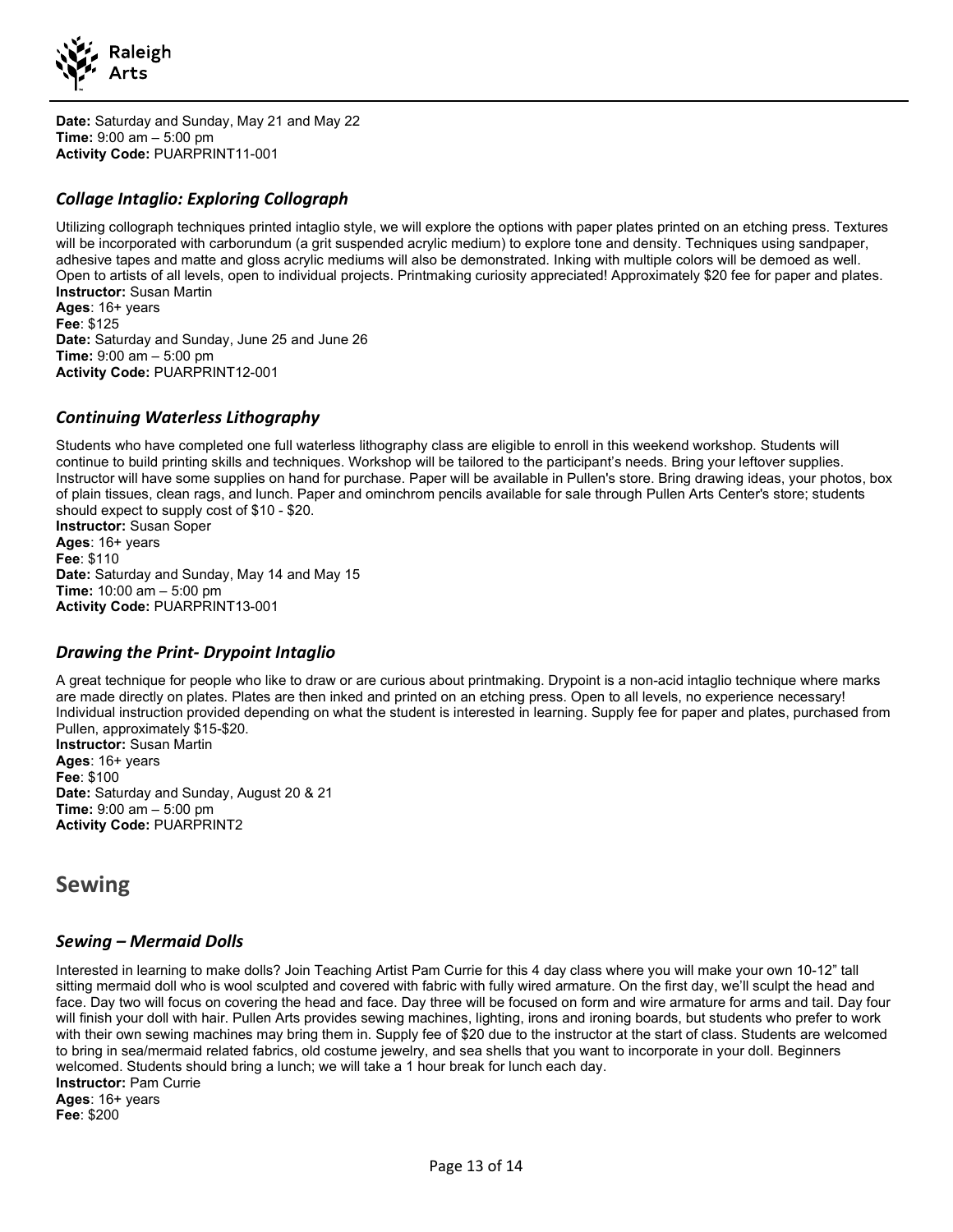**Date:** Saturday and Sunday, May 21 and May 22
**Time:** 9:00 am – 5:00 pm
**Activity Code:** PUARPRINT11-001

### *Collage Intaglio: Exploring Collograph*

Utilizing collograph techniques printed intaglio style, we will explore the options with paper plates printed on an etching press. Textures will be incorporated with carborundum (a grit suspended acrylic medium) to explore tone and density. Techniques using sandpaper, adhesive tapes and matte and gloss acrylic mediums will also be demonstrated. Inking with multiple colors will be demoed as well. Open to artists of all levels, open to individual projects. Printmaking curiosity appreciated! Approximately $20 fee for paper and plates.
**Instructor:** Susan Martin
**Ages**: 16+ years
**Fee**: $125
**Date:** Saturday and Sunday, June 25 and June 26
**Time:** 9:00 am – 5:00 pm
**Activity Code:** PUARPRINT12-001

### *Continuing Waterless Lithography*

Students who have completed one full waterless lithography class are eligible to enroll in this weekend workshop. Students will continue to build printing skills and techniques. Workshop will be tailored to the participant's needs. Bring your leftover supplies. Instructor will have some supplies on hand for purchase. Paper will be available in Pullen's store. Bring drawing ideas, your photos, box of plain tissues, clean rags, and lunch. Paper and ominchrom pencils available for sale through Pullen Arts Center's store; students should expect to supply cost of $10 - $20.
**Instructor:** Susan Soper
**Ages**: 16+ years
**Fee**: $110
**Date:** Saturday and Sunday, May 14 and May 15
**Time:** 10:00 am – 5:00 pm
**Activity Code:** PUARPRINT13-001

### *Drawing the Print- Drypoint Intaglio*

A great technique for people who like to draw or are curious about printmaking. Drypoint is a non-acid intaglio technique where marks are made directly on plates. Plates are then inked and printed on an etching press. Open to all levels, no experience necessary! Individual instruction provided depending on what the student is interested in learning. Supply fee for paper and plates, purchased from Pullen, approximately $15-$20.
**Instructor:** Susan Martin
**Ages**: 16+ years
**Fee**: $100
**Date:** Saturday and Sunday, August 20 & 21
**Time:** 9:00 am – 5:00 pm
**Activity Code:** PUARPRINT2

## Sewing

### *Sewing – Mermaid Dolls*

Interested in learning to make dolls? Join Teaching Artist Pam Currie for this 4 day class where you will make your own 10-12" tall sitting mermaid doll who is wool sculpted and covered with fabric with fully wired armature. On the first day, we'll sculpt the head and face. Day two will focus on covering the head and face. Day three will be focused on form and wire armature for arms and tail. Day four will finish your doll with hair. Pullen Arts provides sewing machines, lighting, irons and ironing boards, but students who prefer to work with their own sewing machines may bring them in. Supply fee of $20 due to the instructor at the start of class. Students are welcomed to bring in sea/mermaid related fabrics, old costume jewelry, and sea shells that you want to incorporate in your doll. Beginners welcomed. Students should bring a lunch; we will take a 1 hour break for lunch each day.
**Instructor:** Pam Currie
**Ages**: 16+ years
**Fee**: $200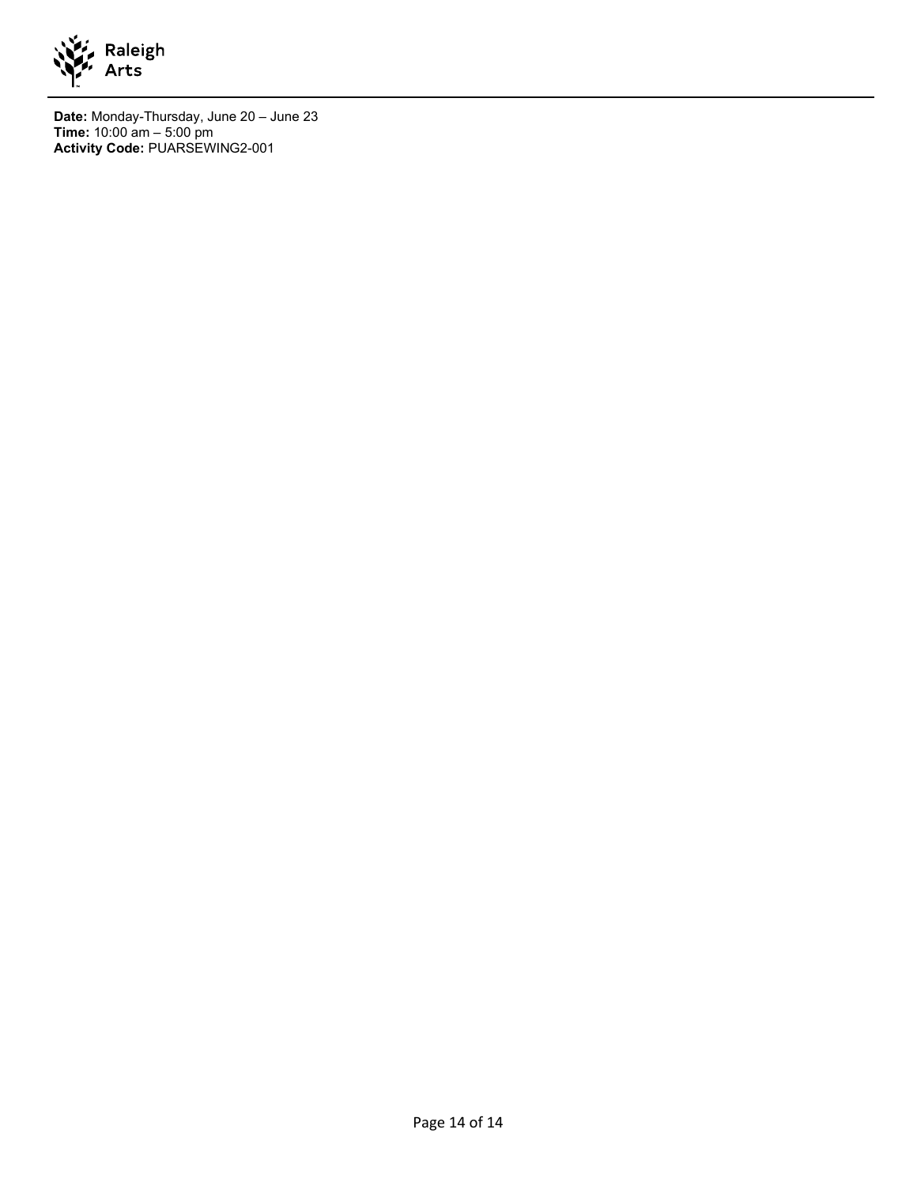**Date:** Monday-Thursday, June 20 – June 23
**Time:** 10:00 am – 5:00 pm
**Activity Code:** PUARSEWING2-001